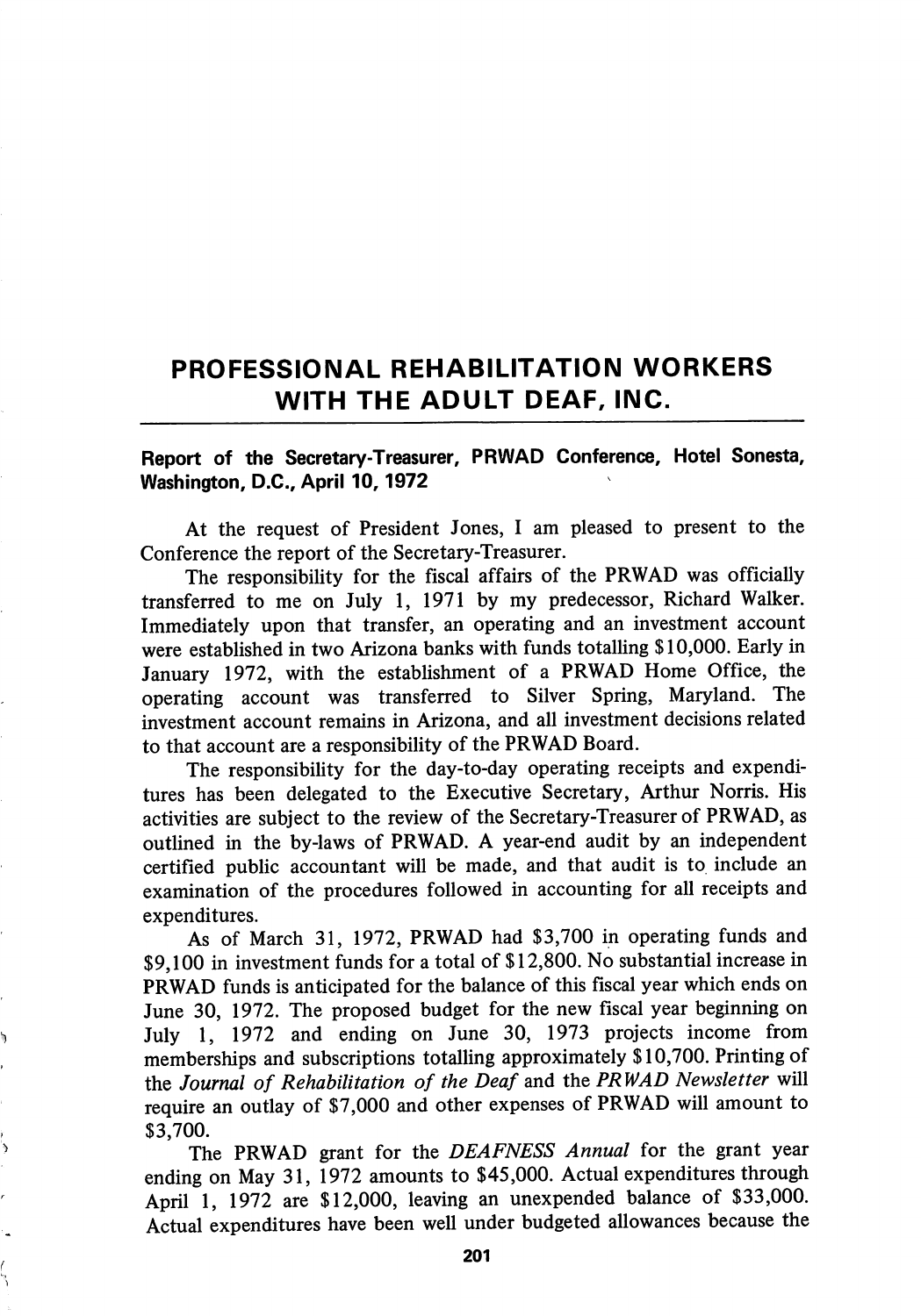# PROFESSIONAL REHABILITATION WORKERS WITH THE ADULT DEAF, INC.

## Report of the Secretary-Treasurer, PRWAD Conference, Hotel Sonesta, Washington, D.C., April 10, 1972

At the request of President Jones, I am pleased to present to the Conference the report of the Secretary-Treasurer.

The responsibility for the fiscal affairs of the PRWAD was officially transferred to me on July 1, 1971 by my predecessor, Richard Walker. Immediately upon that transfer, an operating and an investment account were established in two Arizona banks with funds totalling $10,000. Early in January 1972, with the establishment of a PRWAD Home Office, the operating account was transferred to Silver Spring, Maryland. The investment account remains in Arizona, and all investment decisions related to that account are a responsibility of the PRWAD Board.

The responsibility for the day-to-day operating receipts and expenditures has been delegated to the Executive Secretary, Arthur Norris. His activities are subject to the review of the Secretary-Treasurer of PRWAD, as outlined in the by-laws of PRWAD. A year-end audit by an independent certified public accountant will be made, and that audit is to include an examination of the procedures followed in accounting for all receipts and expenditures.

As of March 31, 1972, PRWAD had $3,700 in operating funds and $9,100 in investment funds for a total of $12,800. No substantial increase in PRWAD funds is anticipated for the balance of this fiscal year which ends on June 30, 1972. The proposed budget for the new fiscal year beginning on July 1, 1972 and ending on June 30, 1973 projects income from memberships and subscriptions totalling approximately $10,700. Printing of the *Journal of Rehabilitation of the Deaf* and the *PRWAD Newsletter* will require an outlay of $7,000 and other expenses of PRWAD will amount to $3,700.

The PRWAD grant for the *DEAFNESS Annual* for the grant year ending on May 31, 1972 amounts to $45,000. Actual expenditures through April 1, 1972 are $12,000, leaving an unexpended balance of $33,000. Actual expenditures have been well under budgeted allowances because the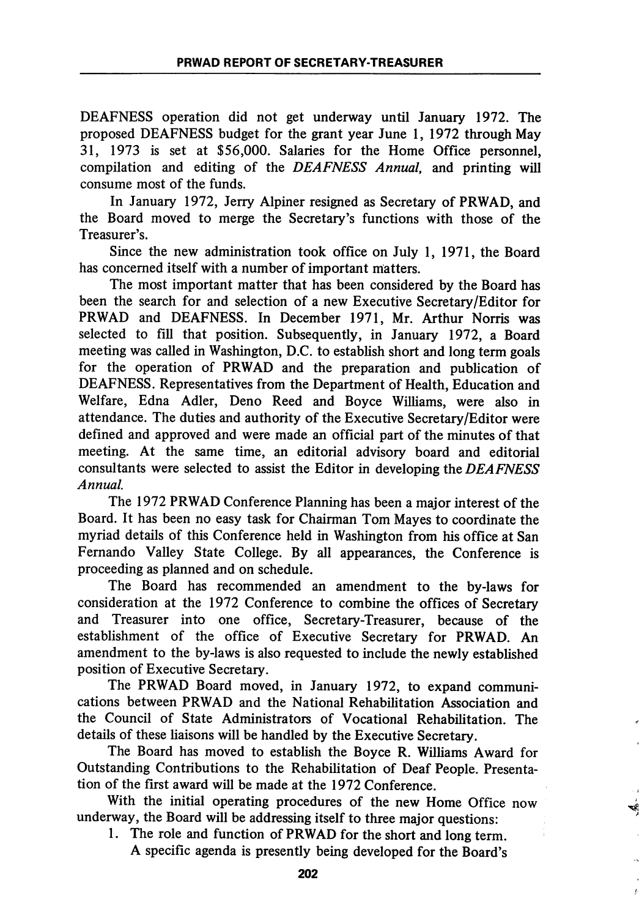DEAFNESS operation did not get underway until January 1972. The proposed DEAFNESS budget for the grant year June 1, 1972 through May 31, 1973 is set at $56,000. Salaries for the Home Office personnel, compilation and editing of the *DEAFNESS Annual,* and printing will consume most of the funds.

In January 1972, Jerry Alpiner resigned as Secretary of PRWAD, and the Board moved to merge the Secretary's functions with those of the Treasurer's.

Since the new administration took office on July 1, 1971, the Board has concerned itself with a number of important matters.

The most important matter that has been considered by the Board has been the search for and selection of a new Executive Secretary/Editor for PRWAD and DEAFNESS. In December 1971, Mr. Arthur Norris was selected to fill that position. Subsequently, in January 1972, a Board meeting was called in Washington, D.C. to establish short and long term goals for the operation of PRWAD and the preparation and publication of DEAFNESS. Representatives from the Department of Health, Education and Welfare, Edna Adler, Deno Reed and Boyce Williams, were also in attendance. The duties and authority of the Executive Secretary/Editor were defined and approved and were made an official part of the minutes of that meeting. At the same time, an editorial advisory board and editorial consultants were selected to assist the Editor in developing the *DEAFNESS Annual.*

The 1972 PRWAD Conference Planning has been a major interest of the Board. It has been no easy task for Chairman Tom Mayes to coordinate the myriad details of this Conference held in Washington from his office at San Fernando Valley State College. By all appearances, the Conference is proceeding as planned and on schedule.

The Board has recommended an amendment to the by-laws for consideration at the 1972 Conference to combine the offices of Secretary and Treasurer into one office, Secretary-Treasurer, because of the establishment of the office of Executive Secretary for PRWAD. An amendment to the by-laws is also requested to include the newly established position of Executive Secretary.

The PRWAD Board moved, in January 1972, to expand communications between PRWAD and the National Rehabilitation Association and the Council of State Administrators of Vocational Rehabilitation. The details of these liaisons will be handled by the Executive Secretary.

The Board has moved to establish the Boyce R. Williams Award for Outstanding Contributions to the Rehabilitation of Deaf People. Presentation of the first award will be made at the 1972 Conference.

With the initial operating procedures of the new Home Office now underway, the Board will be addressing itself to three major questions:

1. The role and function of PRWAD for the short and long term.
   A specific agenda is presently being developed for the Board's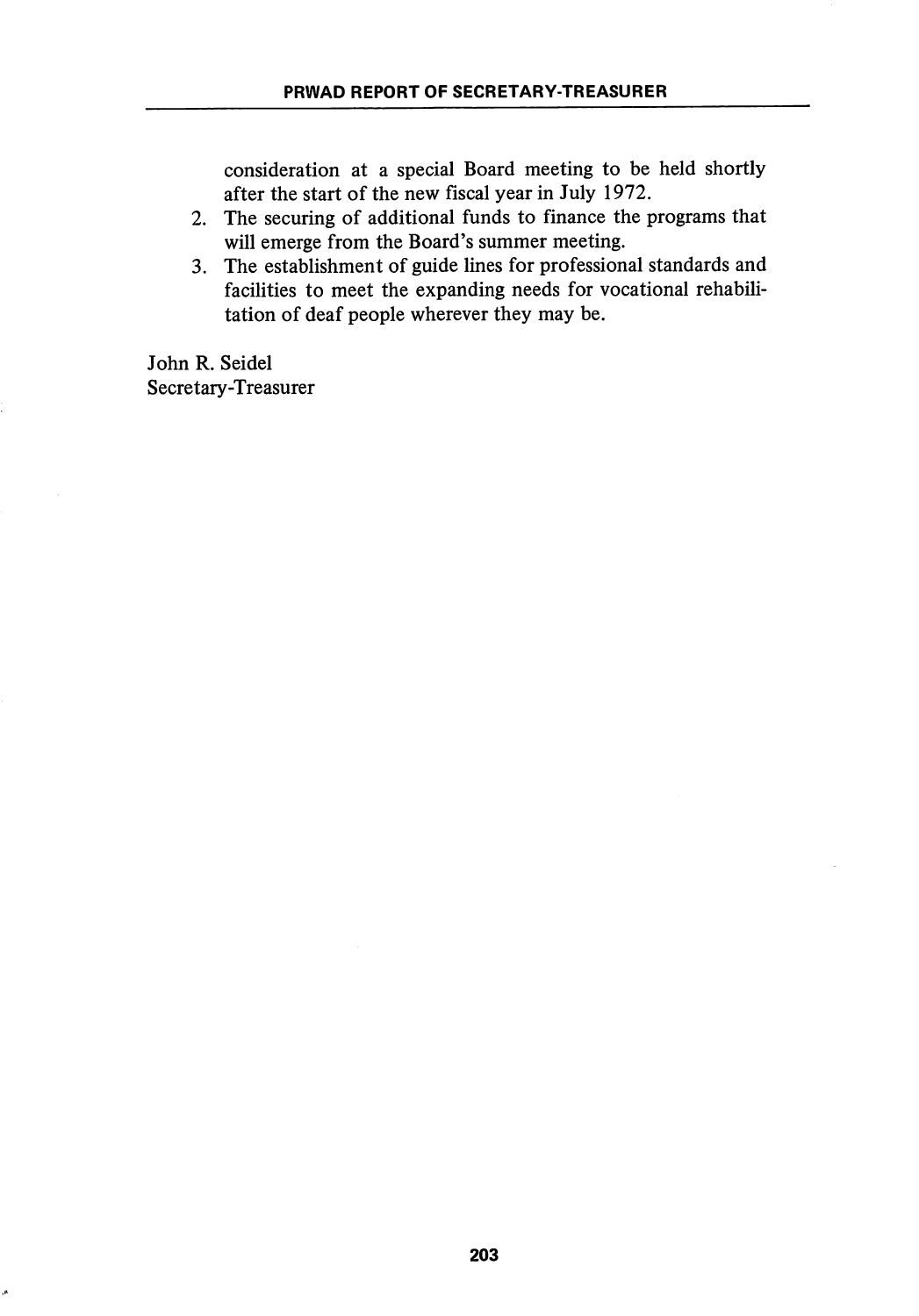consideration at a special Board meeting to be held shortly after the start of the new fiscal year in July 1972.

2. The securing of additional funds to finance the programs that will emerge from the Board's summer meeting.
3. The establishment of guide lines for professional standards and facilities to meet the expanding needs for vocational rehabilitation of deaf people wherever they may be.

John R. Seidel
Secretary-Treasurer